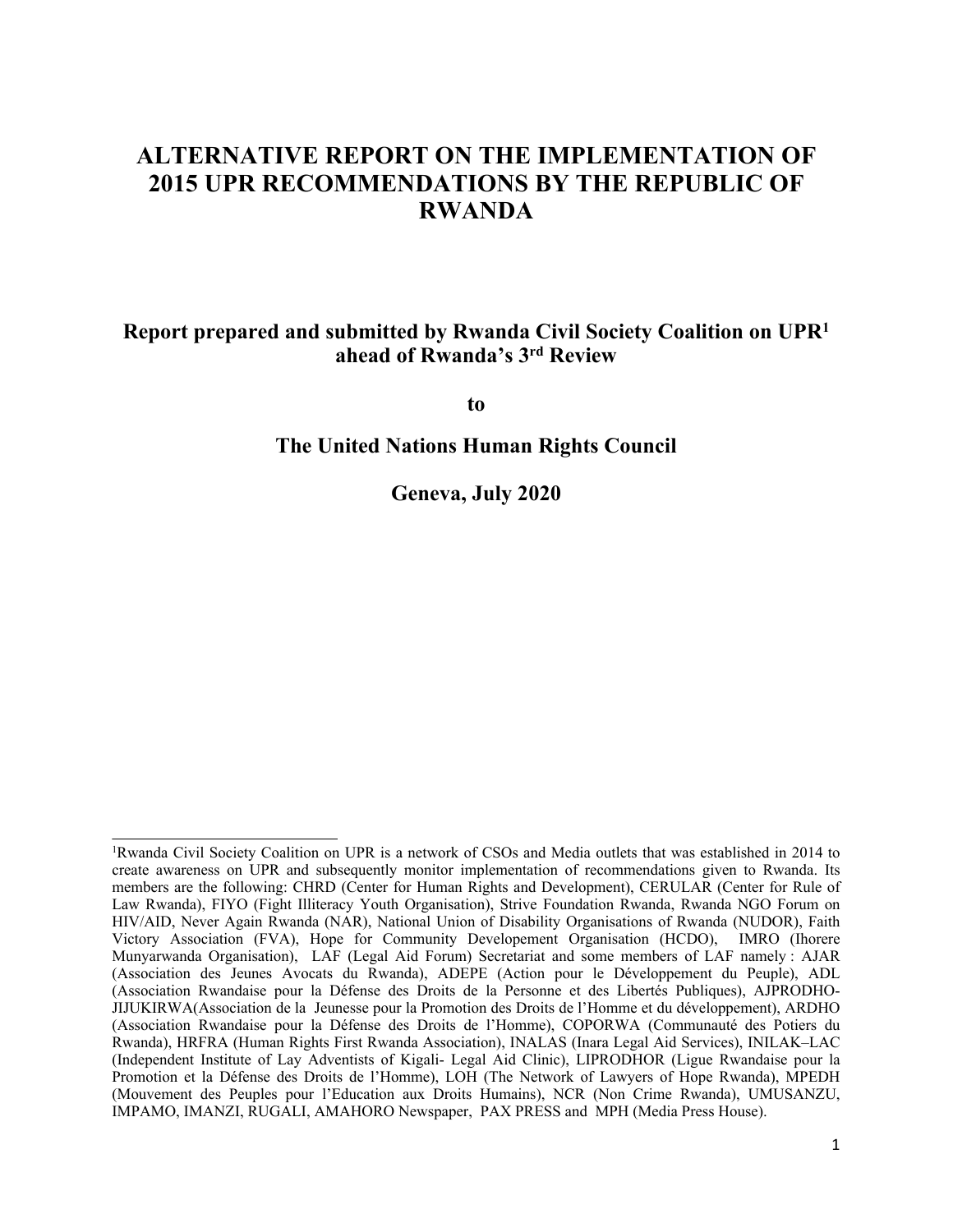# ALTERNATIVE REPORT ON THE IMPLEMENTATION OF 2015 UPR RECOMMENDATIONS BY THE REPUBLIC OF RWANDA

**Report prepared and submitted by Rwanda Civil Society Coalition on UPR[1] ahead of Rwanda's 3rd Review**

**to**

**The United Nations Human Rights Council**

**Geneva, July 2020**

---

[1]Rwanda Civil Society Coalition on UPR is a network of CSOs and Media outlets that was established in 2014 to create awareness on UPR and subsequently monitor implementation of recommendations given to Rwanda. Its members are the following: CHRD (Center for Human Rights and Development), CERULAR (Center for Rule of Law Rwanda), FIYO (Fight Illiteracy Youth Organisation), Strive Foundation Rwanda, Rwanda NGO Forum on HIV/AID, Never Again Rwanda (NAR), National Union of Disability Organisations of Rwanda (NUDOR), Faith Victory Association (FVA), Hope for Community Developement Organisation (HCDO), IMRO (Ihorere Munyarwanda Organisation), LAF (Legal Aid Forum) Secretariat and some members of LAF namely : AJAR (Association des Jeunes Avocats du Rwanda), ADEPE (Action pour le Développement du Peuple), ADL (Association Rwandaise pour la Défense des Droits de la Personne et des Libertés Publiques), AJPRODHO-JIJUKIRWA(Association de la Jeunesse pour la Promotion des Droits de l'Homme et du développement), ARDHO (Association Rwandaise pour la Défense des Droits de l'Homme), COPORWA (Communauté des Potiers du Rwanda), HRFRA (Human Rights First Rwanda Association), INALAS (Inara Legal Aid Services), INILAK–LAC (Independent Institute of Lay Adventists of Kigali- Legal Aid Clinic), LIPRODHOR (Ligue Rwandaise pour la Promotion et la Défense des Droits de l'Homme), LOH (The Network of Lawyers of Hope Rwanda), MPEDH (Mouvement des Peuples pour l'Education aux Droits Humains), NCR (Non Crime Rwanda), UMUSANZU, IMPAMO, IMANZI, RUGALI, AMAHORO Newspaper, PAX PRESS and MPH (Media Press House).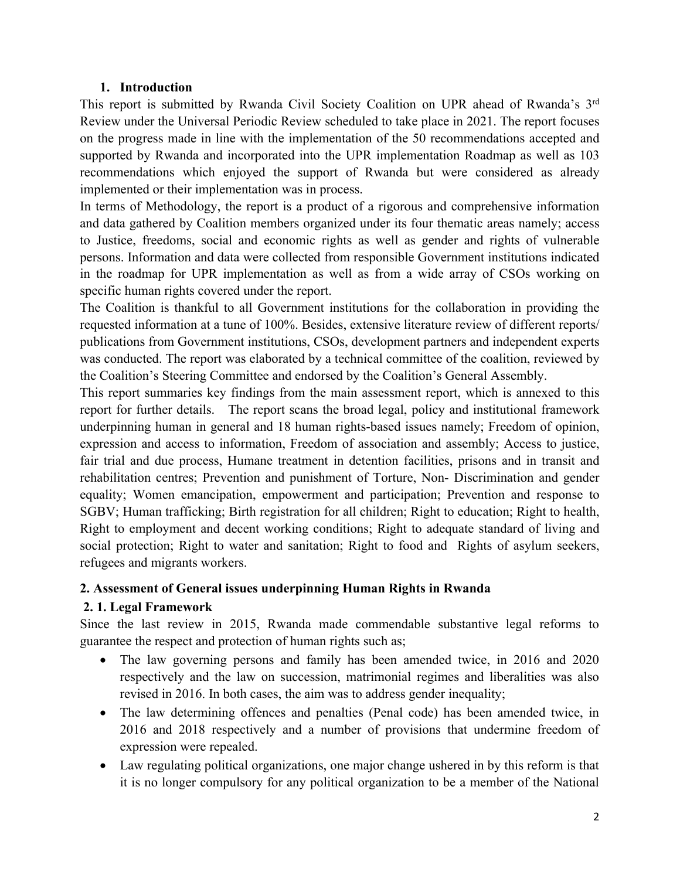## 1. Introduction

This report is submitted by Rwanda Civil Society Coalition on UPR ahead of Rwanda's 3rd Review under the Universal Periodic Review scheduled to take place in 2021. The report focuses on the progress made in line with the implementation of the 50 recommendations accepted and supported by Rwanda and incorporated into the UPR implementation Roadmap as well as 103 recommendations which enjoyed the support of Rwanda but were considered as already implemented or their implementation was in process.

In terms of Methodology, the report is a product of a rigorous and comprehensive information and data gathered by Coalition members organized under its four thematic areas namely; access to Justice, freedoms, social and economic rights as well as gender and rights of vulnerable persons. Information and data were collected from responsible Government institutions indicated in the roadmap for UPR implementation as well as from a wide array of CSOs working on specific human rights covered under the report.

The Coalition is thankful to all Government institutions for the collaboration in providing the requested information at a tune of 100%. Besides, extensive literature review of different reports/ publications from Government institutions, CSOs, development partners and independent experts was conducted. The report was elaborated by a technical committee of the coalition, reviewed by the Coalition's Steering Committee and endorsed by the Coalition's General Assembly.

This report summaries key findings from the main assessment report, which is annexed to this report for further details. The report scans the broad legal, policy and institutional framework underpinning human in general and 18 human rights-based issues namely; Freedom of opinion, expression and access to information, Freedom of association and assembly; Access to justice, fair trial and due process, Humane treatment in detention facilities, prisons and in transit and rehabilitation centres; Prevention and punishment of Torture, Non- Discrimination and gender equality; Women emancipation, empowerment and participation; Prevention and response to SGBV; Human trafficking; Birth registration for all children; Right to education; Right to health, Right to employment and decent working conditions; Right to adequate standard of living and social protection; Right to water and sanitation; Right to food and Rights of asylum seekers, refugees and migrants workers.

## 2. Assessment of General issues underpinning Human Rights in Rwanda

### 2. 1. Legal Framework

Since the last review in 2015, Rwanda made commendable substantive legal reforms to guarantee the respect and protection of human rights such as;

- The law governing persons and family has been amended twice, in 2016 and 2020 respectively and the law on succession, matrimonial regimes and liberalities was also revised in 2016. In both cases, the aim was to address gender inequality;
- The law determining offences and penalties (Penal code) has been amended twice, in 2016 and 2018 respectively and a number of provisions that undermine freedom of expression were repealed.
- Law regulating political organizations, one major change ushered in by this reform is that it is no longer compulsory for any political organization to be a member of the National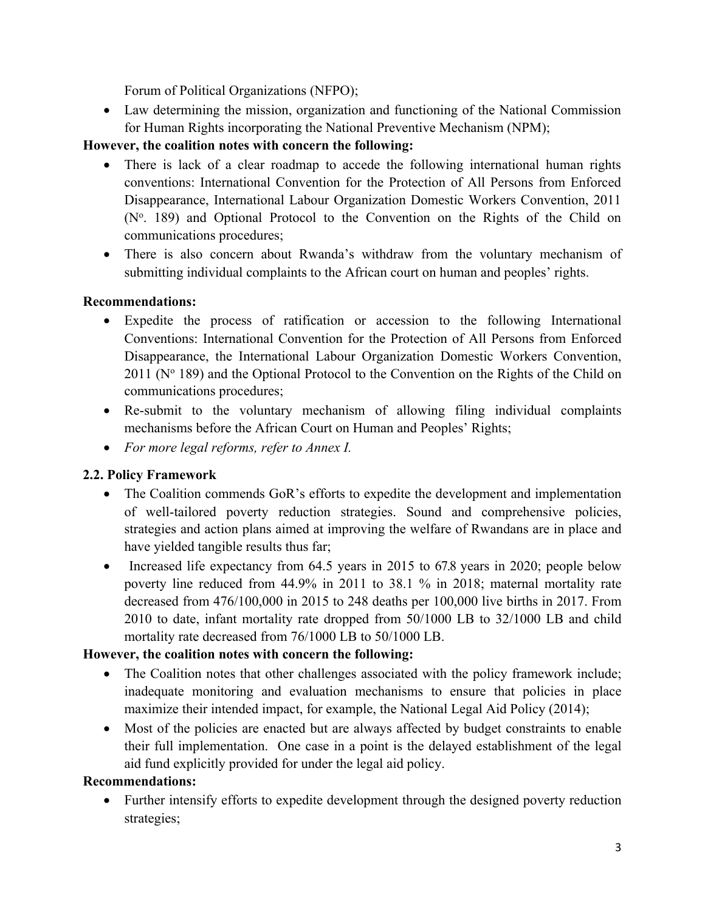Forum of Political Organizations (NFPO);

- Law determining the mission, organization and functioning of the National Commission for Human Rights incorporating the National Preventive Mechanism (NPM);

**However, the coalition notes with concern the following:**

- There is lack of a clear roadmap to accede the following international human rights conventions: International Convention for the Protection of All Persons from Enforced Disappearance, International Labour Organization Domestic Workers Convention, 2011 (N$^o$. 189) and Optional Protocol to the Convention on the Rights of the Child on communications procedures;
- There is also concern about Rwanda's withdraw from the voluntary mechanism of submitting individual complaints to the African court on human and peoples' rights.

**Recommendations:**

- Expedite the process of ratification or accession to the following International Conventions: International Convention for the Protection of All Persons from Enforced Disappearance, the International Labour Organization Domestic Workers Convention, 2011 (N$^o$ 189) and the Optional Protocol to the Convention on the Rights of the Child on communications procedures;
- Re-submit to the voluntary mechanism of allowing filing individual complaints mechanisms before the African Court on Human and Peoples' Rights;
- *For more legal reforms, refer to Annex I.*

### 2.2. Policy Framework

- The Coalition commends GoR's efforts to expedite the development and implementation of well-tailored poverty reduction strategies. Sound and comprehensive policies, strategies and action plans aimed at improving the welfare of Rwandans are in place and have yielded tangible results thus far;
- Increased life expectancy from 64.5 years in 2015 to 67.8 years in 2020; people below poverty line reduced from 44.9% in 2011 to 38.1 % in 2018; maternal mortality rate decreased from 476/100,000 in 2015 to 248 deaths per 100,000 live births in 2017. From 2010 to date, infant mortality rate dropped from 50/1000 LB to 32/1000 LB and child mortality rate decreased from 76/1000 LB to 50/1000 LB.

**However, the coalition notes with concern the following:**

- The Coalition notes that other challenges associated with the policy framework include; inadequate monitoring and evaluation mechanisms to ensure that policies in place maximize their intended impact, for example, the National Legal Aid Policy (2014);
- Most of the policies are enacted but are always affected by budget constraints to enable their full implementation. One case in a point is the delayed establishment of the legal aid fund explicitly provided for under the legal aid policy.

**Recommendations:**

- Further intensify efforts to expedite development through the designed poverty reduction strategies;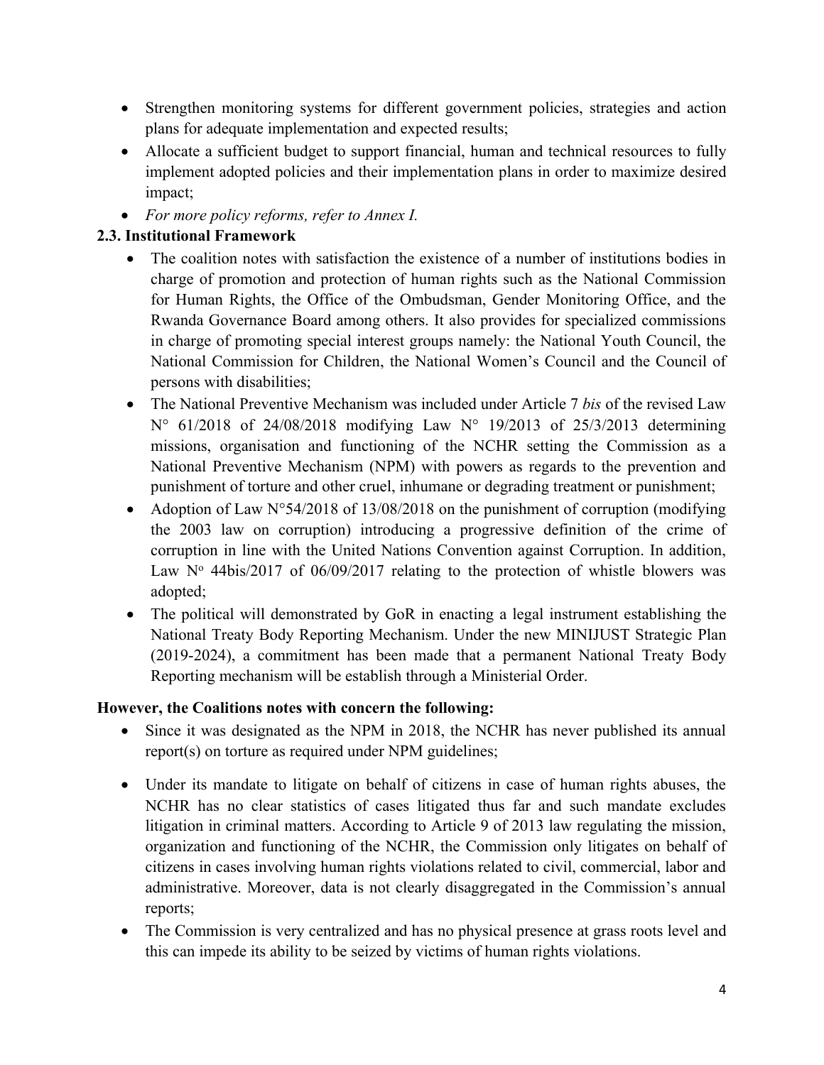- Strengthen monitoring systems for different government policies, strategies and action plans for adequate implementation and expected results;
- Allocate a sufficient budget to support financial, human and technical resources to fully implement adopted policies and their implementation plans in order to maximize desired impact;
- *For more policy reforms, refer to Annex I.*

### 2.3. Institutional Framework

- The coalition notes with satisfaction the existence of a number of institutions bodies in charge of promotion and protection of human rights such as the National Commission for Human Rights, the Office of the Ombudsman, Gender Monitoring Office, and the Rwanda Governance Board among others. It also provides for specialized commissions in charge of promoting special interest groups namely: the National Youth Council, the National Commission for Children, the National Women's Council and the Council of persons with disabilities;
- The National Preventive Mechanism was included under Article 7 *bis* of the revised Law N° 61/2018 of 24/08/2018 modifying Law N° 19/2013 of 25/3/2013 determining missions, organisation and functioning of the NCHR setting the Commission as a National Preventive Mechanism (NPM) with powers as regards to the prevention and punishment of torture and other cruel, inhumane or degrading treatment or punishment;
- Adoption of Law N°54/2018 of 13/08/2018 on the punishment of corruption (modifying the 2003 law on corruption) introducing a progressive definition of the crime of corruption in line with the United Nations Convention against Corruption. In addition, Law N° 44bis/2017 of 06/09/2017 relating to the protection of whistle blowers was adopted;
- The political will demonstrated by GoR in enacting a legal instrument establishing the National Treaty Body Reporting Mechanism. Under the new MINIJUST Strategic Plan (2019-2024), a commitment has been made that a permanent National Treaty Body Reporting mechanism will be establish through a Ministerial Order.

**However, the Coalitions notes with concern the following:**

- Since it was designated as the NPM in 2018, the NCHR has never published its annual report(s) on torture as required under NPM guidelines;
- Under its mandate to litigate on behalf of citizens in case of human rights abuses, the NCHR has no clear statistics of cases litigated thus far and such mandate excludes litigation in criminal matters. According to Article 9 of 2013 law regulating the mission, organization and functioning of the NCHR, the Commission only litigates on behalf of citizens in cases involving human rights violations related to civil, commercial, labor and administrative. Moreover, data is not clearly disaggregated in the Commission's annual reports;
- The Commission is very centralized and has no physical presence at grass roots level and this can impede its ability to be seized by victims of human rights violations.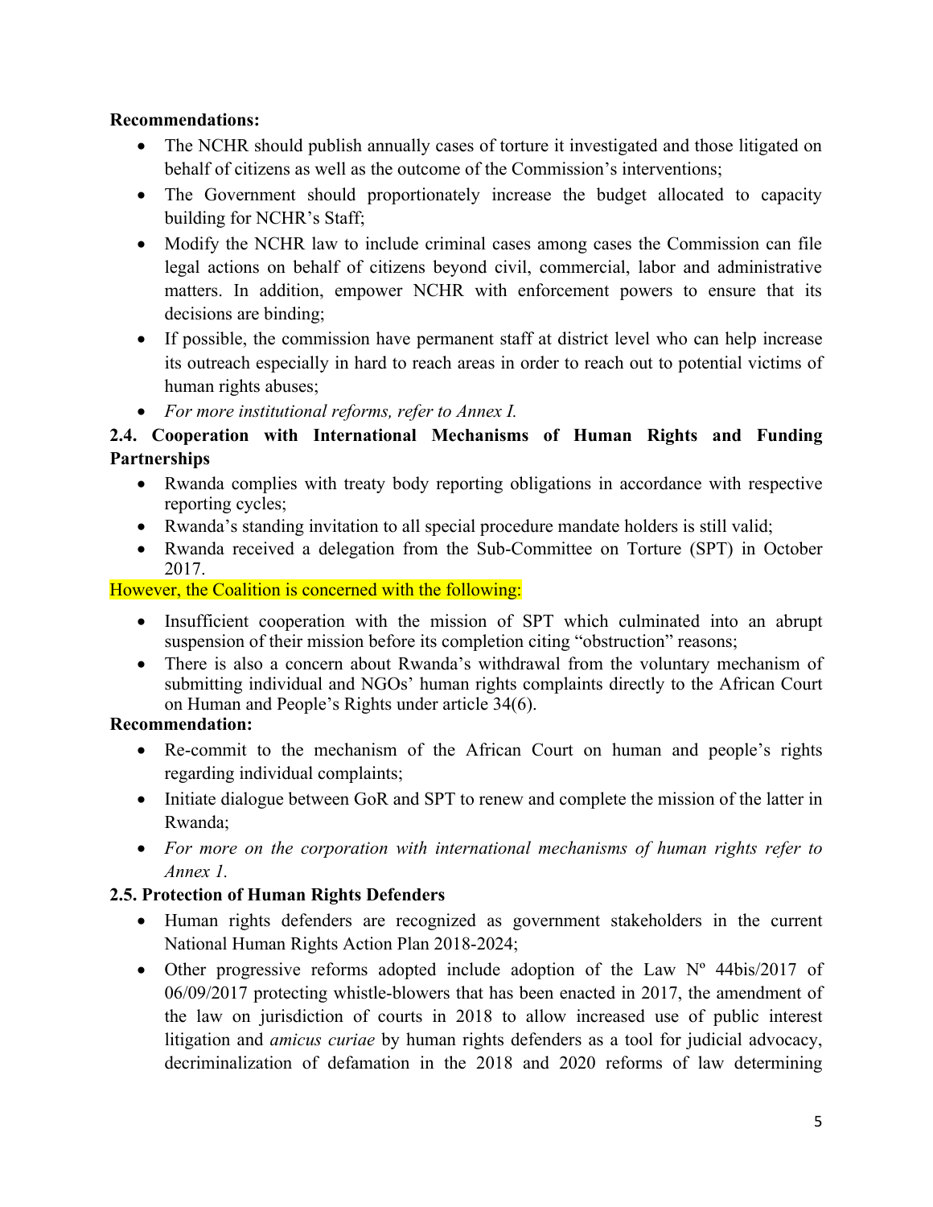**Recommendations:**

- The NCHR should publish annually cases of torture it investigated and those litigated on behalf of citizens as well as the outcome of the Commission's interventions;
- The Government should proportionately increase the budget allocated to capacity building for NCHR's Staff;
- Modify the NCHR law to include criminal cases among cases the Commission can file legal actions on behalf of citizens beyond civil, commercial, labor and administrative matters. In addition, empower NCHR with enforcement powers to ensure that its decisions are binding;
- If possible, the commission have permanent staff at district level who can help increase its outreach especially in hard to reach areas in order to reach out to potential victims of human rights abuses;
- *For more institutional reforms, refer to Annex I.*

### 2.4. Cooperation with International Mechanisms of Human Rights and Funding Partnerships

- Rwanda complies with treaty body reporting obligations in accordance with respective reporting cycles;
- Rwanda's standing invitation to all special procedure mandate holders is still valid;
- Rwanda received a delegation from the Sub-Committee on Torture (SPT) in October 2017.

However, the Coalition is concerned with the following:

- Insufficient cooperation with the mission of SPT which culminated into an abrupt suspension of their mission before its completion citing "obstruction" reasons;
- There is also a concern about Rwanda's withdrawal from the voluntary mechanism of submitting individual and NGOs' human rights complaints directly to the African Court on Human and People's Rights under article 34(6).

**Recommendation:**

- Re-commit to the mechanism of the African Court on human and people's rights regarding individual complaints;
- Initiate dialogue between GoR and SPT to renew and complete the mission of the latter in Rwanda;
- *For more on the corporation with international mechanisms of human rights refer to Annex 1.*

### 2.5. Protection of Human Rights Defenders

- Human rights defenders are recognized as government stakeholders in the current National Human Rights Action Plan 2018-2024;
- Other progressive reforms adopted include adoption of the Law Nº 44bis/2017 of 06/09/2017 protecting whistle-blowers that has been enacted in 2017, the amendment of the law on jurisdiction of courts in 2018 to allow increased use of public interest litigation and *amicus curiae* by human rights defenders as a tool for judicial advocacy, decriminalization of defamation in the 2018 and 2020 reforms of law determining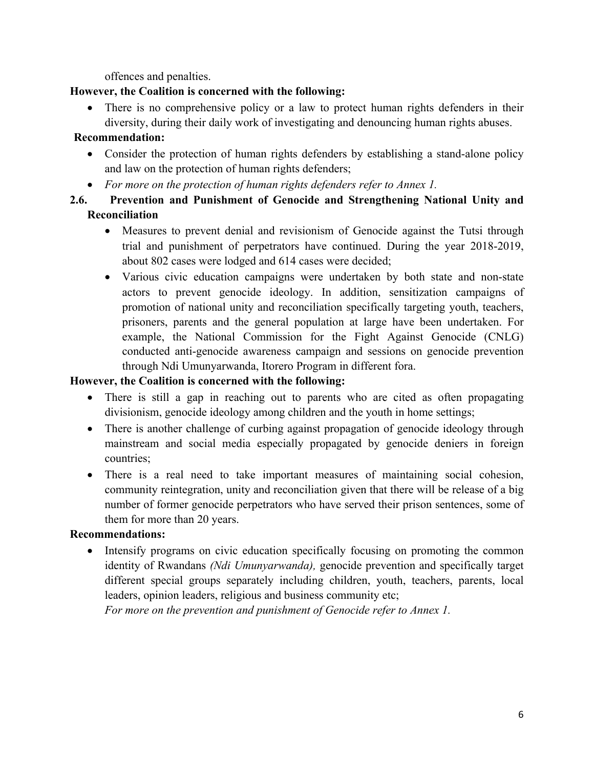offences and penalties.

**However, the Coalition is concerned with the following:**

- There is no comprehensive policy or a law to protect human rights defenders in their diversity, during their daily work of investigating and denouncing human rights abuses.

**Recommendation:**

- Consider the protection of human rights defenders by establishing a stand-alone policy and law on the protection of human rights defenders;
- *For more on the protection of human rights defenders refer to Annex 1.*

## 2.6. Prevention and Punishment of Genocide and Strengthening National Unity and Reconciliation

- Measures to prevent denial and revisionism of Genocide against the Tutsi through trial and punishment of perpetrators have continued. During the year 2018-2019, about 802 cases were lodged and 614 cases were decided;
- Various civic education campaigns were undertaken by both state and non-state actors to prevent genocide ideology. In addition, sensitization campaigns of promotion of national unity and reconciliation specifically targeting youth, teachers, prisoners, parents and the general population at large have been undertaken. For example, the National Commission for the Fight Against Genocide (CNLG) conducted anti-genocide awareness campaign and sessions on genocide prevention through Ndi Umunyarwanda, Itorero Program in different fora.

**However, the Coalition is concerned with the following:**

- There is still a gap in reaching out to parents who are cited as often propagating divisionism, genocide ideology among children and the youth in home settings;
- There is another challenge of curbing against propagation of genocide ideology through mainstream and social media especially propagated by genocide deniers in foreign countries;
- There is a real need to take important measures of maintaining social cohesion, community reintegration, unity and reconciliation given that there will be release of a big number of former genocide perpetrators who have served their prison sentences, some of them for more than 20 years.

**Recommendations:**

- Intensify programs on civic education specifically focusing on promoting the common identity of Rwandans *(Ndi Umunyarwanda),* genocide prevention and specifically target different special groups separately including children, youth, teachers, parents, local leaders, opinion leaders, religious and business community etc;
  *For more on the prevention and punishment of Genocide refer to Annex 1.*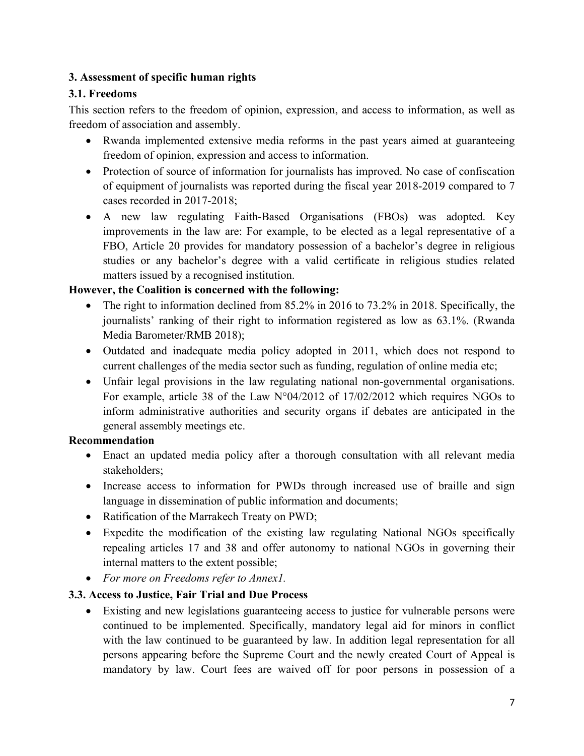## 3. Assessment of specific human rights

### 3.1. Freedoms

This section refers to the freedom of opinion, expression, and access to information, as well as freedom of association and assembly.

- Rwanda implemented extensive media reforms in the past years aimed at guaranteeing freedom of opinion, expression and access to information.
- Protection of source of information for journalists has improved. No case of confiscation of equipment of journalists was reported during the fiscal year 2018-2019 compared to 7 cases recorded in 2017-2018;
- A new law regulating Faith-Based Organisations (FBOs) was adopted. Key improvements in the law are: For example, to be elected as a legal representative of a FBO, Article 20 provides for mandatory possession of a bachelor's degree in religious studies or any bachelor's degree with a valid certificate in religious studies related matters issued by a recognised institution.

**However, the Coalition is concerned with the following:**

- The right to information declined from 85.2% in 2016 to 73.2% in 2018. Specifically, the journalists' ranking of their right to information registered as low as 63.1%. (Rwanda Media Barometer/RMB 2018);
- Outdated and inadequate media policy adopted in 2011, which does not respond to current challenges of the media sector such as funding, regulation of online media etc;
- Unfair legal provisions in the law regulating national non-governmental organisations. For example, article 38 of the Law N°04/2012 of 17/02/2012 which requires NGOs to inform administrative authorities and security organs if debates are anticipated in the general assembly meetings etc.

**Recommendation**

- Enact an updated media policy after a thorough consultation with all relevant media stakeholders;
- Increase access to information for PWDs through increased use of braille and sign language in dissemination of public information and documents;
- Ratification of the Marrakech Treaty on PWD;
- Expedite the modification of the existing law regulating National NGOs specifically repealing articles 17 and 38 and offer autonomy to national NGOs in governing their internal matters to the extent possible;
- *For more on Freedoms refer to Annex1.*

### 3.3. Access to Justice, Fair Trial and Due Process

- Existing and new legislations guaranteeing access to justice for vulnerable persons were continued to be implemented. Specifically, mandatory legal aid for minors in conflict with the law continued to be guaranteed by law. In addition legal representation for all persons appearing before the Supreme Court and the newly created Court of Appeal is mandatory by law. Court fees are waived off for poor persons in possession of a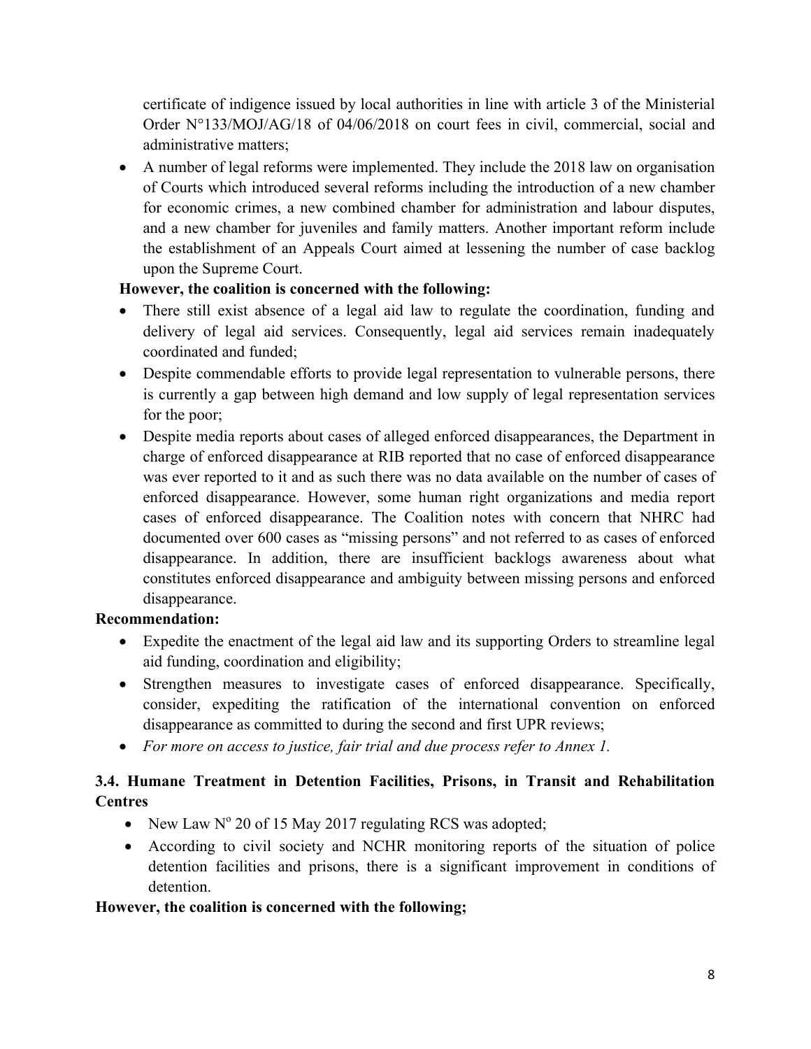certificate of indigence issued by local authorities in line with article 3 of the Ministerial Order N°133/MOJ/AG/18 of 04/06/2018 on court fees in civil, commercial, social and administrative matters;

- A number of legal reforms were implemented. They include the 2018 law on organisation of Courts which introduced several reforms including the introduction of a new chamber for economic crimes, a new combined chamber for administration and labour disputes, and a new chamber for juveniles and family matters. Another important reform include the establishment of an Appeals Court aimed at lessening the number of case backlog upon the Supreme Court.

**However, the coalition is concerned with the following:**

- There still exist absence of a legal aid law to regulate the coordination, funding and delivery of legal aid services. Consequently, legal aid services remain inadequately coordinated and funded;
- Despite commendable efforts to provide legal representation to vulnerable persons, there is currently a gap between high demand and low supply of legal representation services for the poor;
- Despite media reports about cases of alleged enforced disappearances, the Department in charge of enforced disappearance at RIB reported that no case of enforced disappearance was ever reported to it and as such there was no data available on the number of cases of enforced disappearance. However, some human right organizations and media report cases of enforced disappearance. The Coalition notes with concern that NHRC had documented over 600 cases as "missing persons" and not referred to as cases of enforced disappearance. In addition, there are insufficient backlogs awareness about what constitutes enforced disappearance and ambiguity between missing persons and enforced disappearance.

**Recommendation:**

- Expedite the enactment of the legal aid law and its supporting Orders to streamline legal aid funding, coordination and eligibility;
- Strengthen measures to investigate cases of enforced disappearance. Specifically, consider, expediting the ratification of the international convention on enforced disappearance as committed to during the second and first UPR reviews;
- *For more on access to justice, fair trial and due process refer to Annex 1.*

### 3.4. Humane Treatment in Detention Facilities, Prisons, in Transit and Rehabilitation Centres

- New Law N° 20 of 15 May 2017 regulating RCS was adopted;
- According to civil society and NCHR monitoring reports of the situation of police detention facilities and prisons, there is a significant improvement in conditions of detention.

**However, the coalition is concerned with the following;**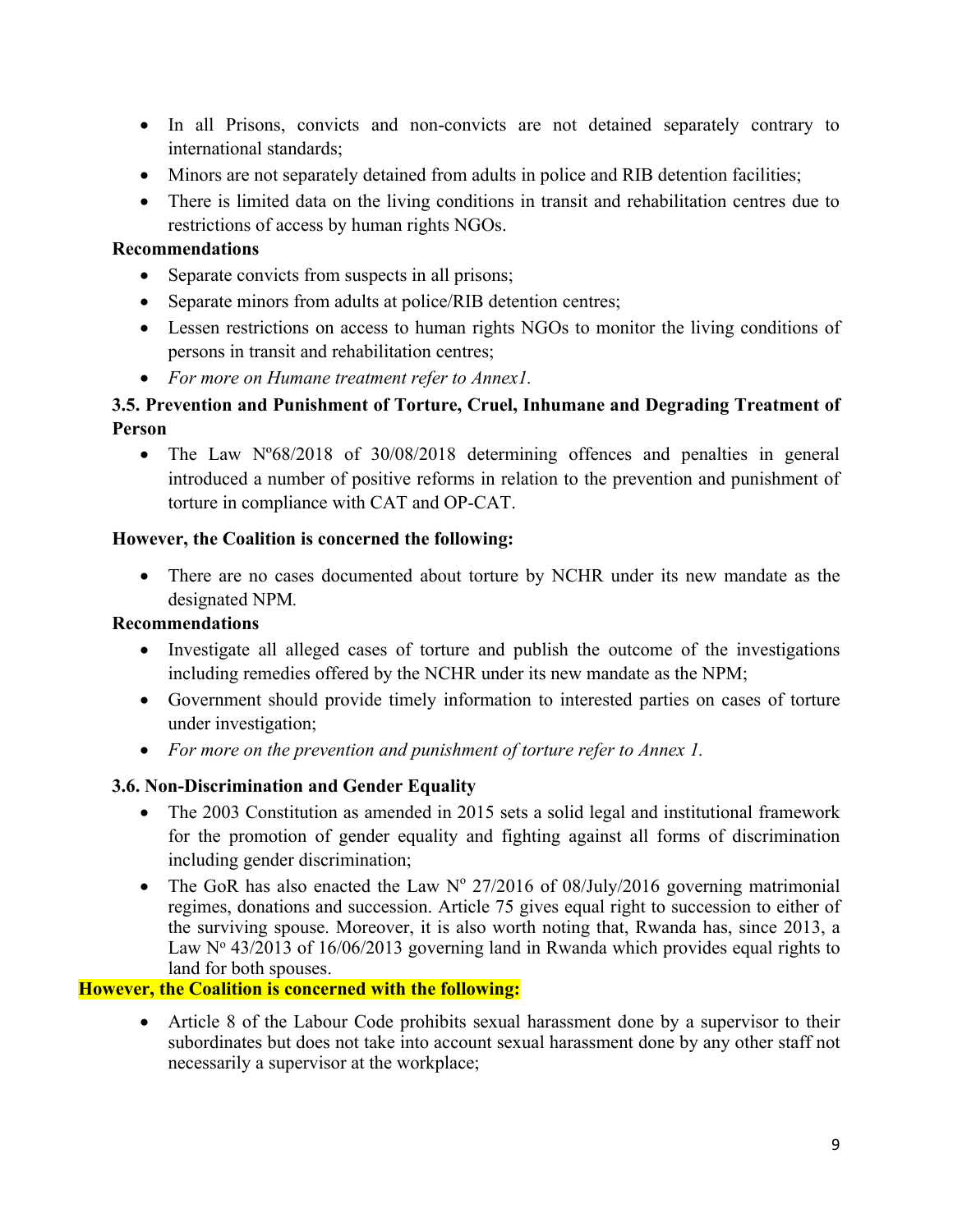- In all Prisons, convicts and non-convicts are not detained separately contrary to international standards;
- Minors are not separately detained from adults in police and RIB detention facilities;
- There is limited data on the living conditions in transit and rehabilitation centres due to restrictions of access by human rights NGOs.

**Recommendations**

- Separate convicts from suspects in all prisons;
- Separate minors from adults at police/RIB detention centres;
- Lessen restrictions on access to human rights NGOs to monitor the living conditions of persons in transit and rehabilitation centres;
- *For more on Humane treatment refer to Annex1.*

### 3.5. Prevention and Punishment of Torture, Cruel, Inhumane and Degrading Treatment of Person

- The Law Nº68/2018 of 30/08/2018 determining offences and penalties in general introduced a number of positive reforms in relation to the prevention and punishment of torture in compliance with CAT and OP-CAT.

**However, the Coalition is concerned the following:**

- There are no cases documented about torture by NCHR under its new mandate as the designated NPM.

**Recommendations**

- Investigate all alleged cases of torture and publish the outcome of the investigations including remedies offered by the NCHR under its new mandate as the NPM;
- Government should provide timely information to interested parties on cases of torture under investigation;
- *For more on the prevention and punishment of torture refer to Annex 1.*

### 3.6. Non-Discrimination and Gender Equality

- The 2003 Constitution as amended in 2015 sets a solid legal and institutional framework for the promotion of gender equality and fighting against all forms of discrimination including gender discrimination;
- The GoR has also enacted the Law Nº 27/2016 of 08/July/2016 governing matrimonial regimes, donations and succession. Article 75 gives equal right to succession to either of the surviving spouse. Moreover, it is also worth noting that, Rwanda has, since 2013, a Law Nº 43/2013 of 16/06/2013 governing land in Rwanda which provides equal rights to land for both spouses.

**However, the Coalition is concerned with the following:**

- Article 8 of the Labour Code prohibits sexual harassment done by a supervisor to their subordinates but does not take into account sexual harassment done by any other staff not necessarily a supervisor at the workplace;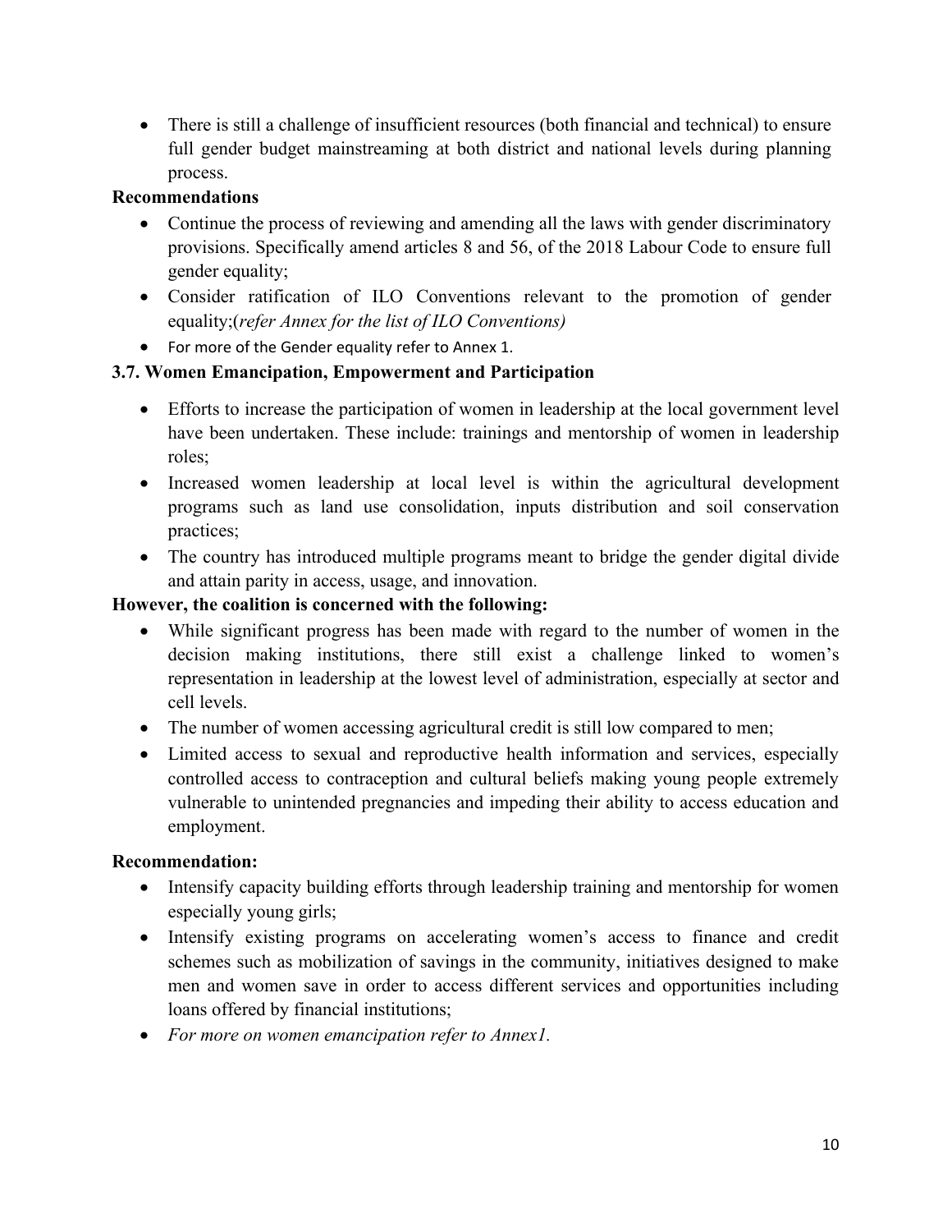- There is still a challenge of insufficient resources (both financial and technical) to ensure full gender budget mainstreaming at both district and national levels during planning process.

**Recommendations**

- Continue the process of reviewing and amending all the laws with gender discriminatory provisions. Specifically amend articles 8 and 56, of the 2018 Labour Code to ensure full gender equality;
- Consider ratification of ILO Conventions relevant to the promotion of gender equality;(*refer Annex for the list of ILO Conventions)*
- For more of the Gender equality refer to Annex 1.

### 3.7. Women Emancipation, Empowerment and Participation

- Efforts to increase the participation of women in leadership at the local government level have been undertaken. These include: trainings and mentorship of women in leadership roles;
- Increased women leadership at local level is within the agricultural development programs such as land use consolidation, inputs distribution and soil conservation practices;
- The country has introduced multiple programs meant to bridge the gender digital divide and attain parity in access, usage, and innovation.

**However, the coalition is concerned with the following:**

- While significant progress has been made with regard to the number of women in the decision making institutions, there still exist a challenge linked to women's representation in leadership at the lowest level of administration, especially at sector and cell levels.
- The number of women accessing agricultural credit is still low compared to men;
- Limited access to sexual and reproductive health information and services, especially controlled access to contraception and cultural beliefs making young people extremely vulnerable to unintended pregnancies and impeding their ability to access education and employment.

**Recommendation:**

- Intensify capacity building efforts through leadership training and mentorship for women especially young girls;
- Intensify existing programs on accelerating women's access to finance and credit schemes such as mobilization of savings in the community, initiatives designed to make men and women save in order to access different services and opportunities including loans offered by financial institutions;
- *For more on women emancipation refer to Annex1.*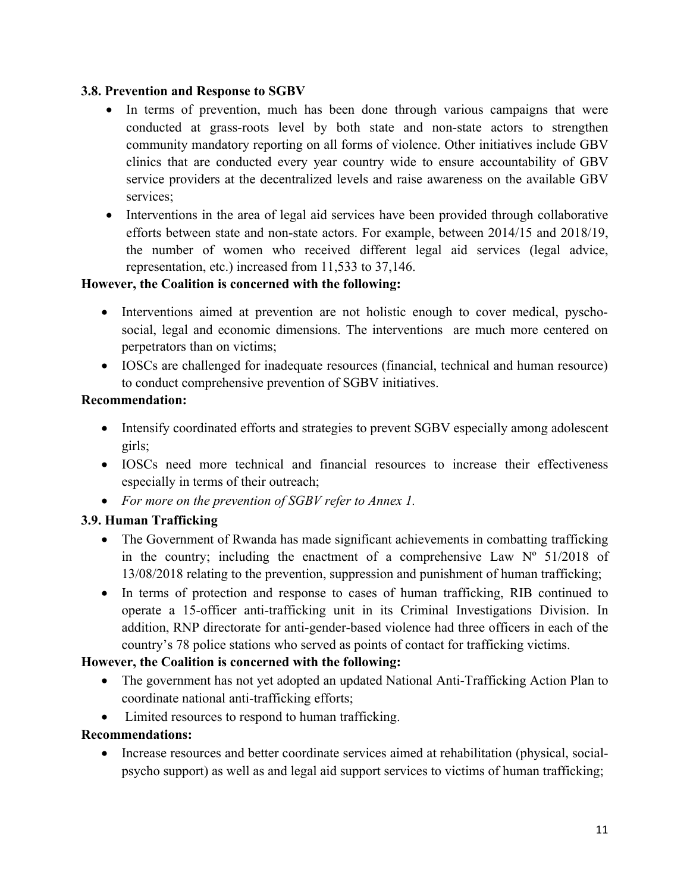### 3.8. Prevention and Response to SGBV

- In terms of prevention, much has been done through various campaigns that were conducted at grass-roots level by both state and non-state actors to strengthen community mandatory reporting on all forms of violence. Other initiatives include GBV clinics that are conducted every year country wide to ensure accountability of GBV service providers at the decentralized levels and raise awareness on the available GBV services;
- Interventions in the area of legal aid services have been provided through collaborative efforts between state and non-state actors. For example, between 2014/15 and 2018/19, the number of women who received different legal aid services (legal advice, representation, etc.) increased from 11,533 to 37,146.

**However, the Coalition is concerned with the following:**

- Interventions aimed at prevention are not holistic enough to cover medical, pyscho-social, legal and economic dimensions. The interventions are much more centered on perpetrators than on victims;
- IOSCs are challenged for inadequate resources (financial, technical and human resource) to conduct comprehensive prevention of SGBV initiatives.

**Recommendation:**

- Intensify coordinated efforts and strategies to prevent SGBV especially among adolescent girls;
- IOSCs need more technical and financial resources to increase their effectiveness especially in terms of their outreach;
- *For more on the prevention of SGBV refer to Annex 1.*

### 3.9. Human Trafficking

- The Government of Rwanda has made significant achievements in combatting trafficking in the country; including the enactment of a comprehensive Law Nº 51/2018 of 13/08/2018 relating to the prevention, suppression and punishment of human trafficking;
- In terms of protection and response to cases of human trafficking, RIB continued to operate a 15-officer anti-trafficking unit in its Criminal Investigations Division. In addition, RNP directorate for anti-gender-based violence had three officers in each of the country's 78 police stations who served as points of contact for trafficking victims.

**However, the Coalition is concerned with the following:**

- The government has not yet adopted an updated National Anti-Trafficking Action Plan to coordinate national anti-trafficking efforts;
- Limited resources to respond to human trafficking.

**Recommendations:**

- Increase resources and better coordinate services aimed at rehabilitation (physical, social-psycho support) as well as and legal aid support services to victims of human trafficking;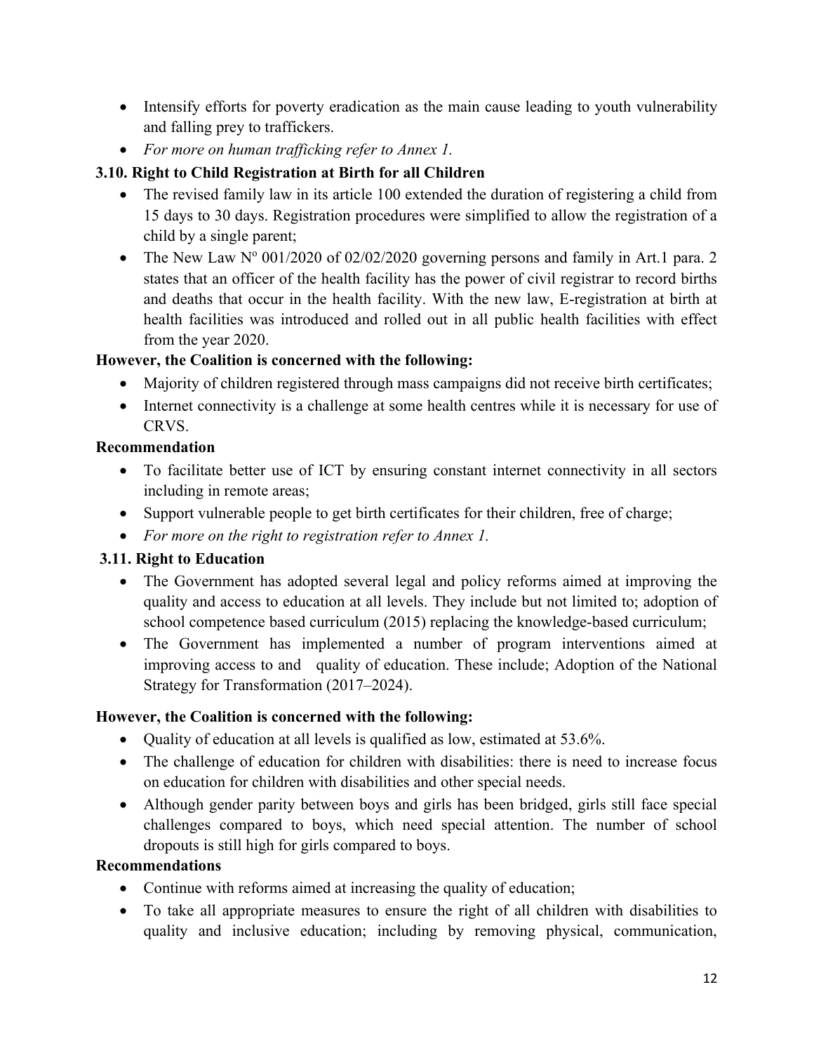- Intensify efforts for poverty eradication as the main cause leading to youth vulnerability and falling prey to traffickers.
- *For more on human trafficking refer to Annex 1.*

### 3.10. Right to Child Registration at Birth for all Children

- The revised family law in its article 100 extended the duration of registering a child from 15 days to 30 days. Registration procedures were simplified to allow the registration of a child by a single parent;
- The New Law Nº 001/2020 of 02/02/2020 governing persons and family in Art.1 para. 2 states that an officer of the health facility has the power of civil registrar to record births and deaths that occur in the health facility. With the new law, E-registration at birth at health facilities was introduced and rolled out in all public health facilities with effect from the year 2020.

**However, the Coalition is concerned with the following:**

- Majority of children registered through mass campaigns did not receive birth certificates;
- Internet connectivity is a challenge at some health centres while it is necessary for use of CRVS.

**Recommendation**

- To facilitate better use of ICT by ensuring constant internet connectivity in all sectors including in remote areas;
- Support vulnerable people to get birth certificates for their children, free of charge;
- *For more on the right to registration refer to Annex 1.*

### 3.11. Right to Education

- The Government has adopted several legal and policy reforms aimed at improving the quality and access to education at all levels. They include but not limited to; adoption of school competence based curriculum (2015) replacing the knowledge-based curriculum;
- The Government has implemented a number of program interventions aimed at improving access to and quality of education. These include; Adoption of the National Strategy for Transformation (2017–2024).

**However, the Coalition is concerned with the following:**

- Quality of education at all levels is qualified as low, estimated at 53.6%.
- The challenge of education for children with disabilities: there is need to increase focus on education for children with disabilities and other special needs.
- Although gender parity between boys and girls has been bridged, girls still face special challenges compared to boys, which need special attention. The number of school dropouts is still high for girls compared to boys.

**Recommendations**

- Continue with reforms aimed at increasing the quality of education;
- To take all appropriate measures to ensure the right of all children with disabilities to quality and inclusive education; including by removing physical, communication,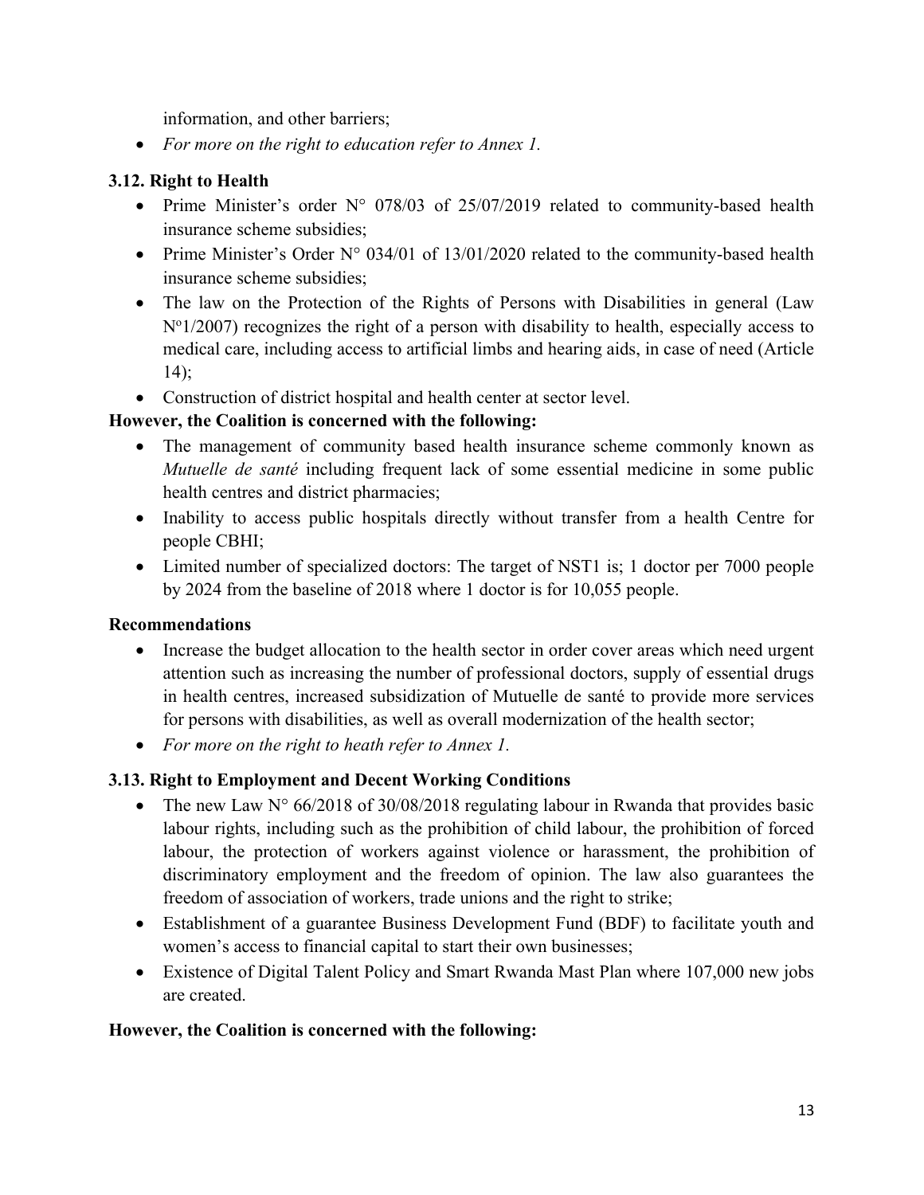information, and other barriers;
- *For more on the right to education refer to Annex 1.*

### 3.12. Right to Health

- Prime Minister's order N° 078/03 of 25/07/2019 related to community-based health insurance scheme subsidies;
- Prime Minister's Order N° 034/01 of 13/01/2020 related to the community-based health insurance scheme subsidies;
- The law on the Protection of the Rights of Persons with Disabilities in general (Law N°1/2007) recognizes the right of a person with disability to health, especially access to medical care, including access to artificial limbs and hearing aids, in case of need (Article 14);
- Construction of district hospital and health center at sector level.

**However, the Coalition is concerned with the following:**

- The management of community based health insurance scheme commonly known as *Mutuelle de santé* including frequent lack of some essential medicine in some public health centres and district pharmacies;
- Inability to access public hospitals directly without transfer from a health Centre for people CBHI;
- Limited number of specialized doctors: The target of NST1 is; 1 doctor per 7000 people by 2024 from the baseline of 2018 where 1 doctor is for 10,055 people.

**Recommendations**

- Increase the budget allocation to the health sector in order cover areas which need urgent attention such as increasing the number of professional doctors, supply of essential drugs in health centres, increased subsidization of Mutuelle de santé to provide more services for persons with disabilities, as well as overall modernization of the health sector;
- *For more on the right to heath refer to Annex 1.*

### 3.13. Right to Employment and Decent Working Conditions

- The new Law N° 66/2018 of 30/08/2018 regulating labour in Rwanda that provides basic labour rights, including such as the prohibition of child labour, the prohibition of forced labour, the protection of workers against violence or harassment, the prohibition of discriminatory employment and the freedom of opinion. The law also guarantees the freedom of association of workers, trade unions and the right to strike;
- Establishment of a guarantee Business Development Fund (BDF) to facilitate youth and women's access to financial capital to start their own businesses;
- Existence of Digital Talent Policy and Smart Rwanda Mast Plan where 107,000 new jobs are created.

**However, the Coalition is concerned with the following:**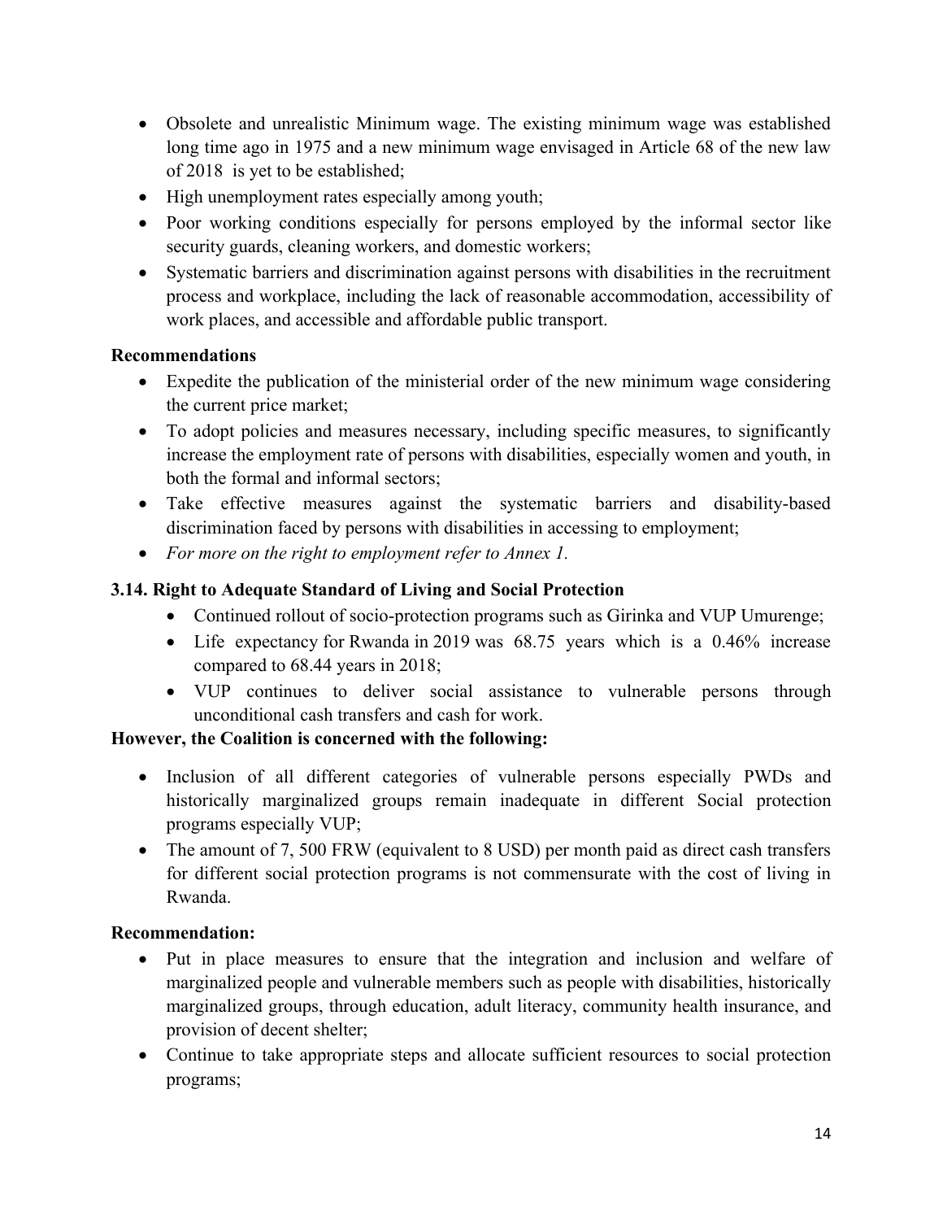- Obsolete and unrealistic Minimum wage. The existing minimum wage was established long time ago in 1975 and a new minimum wage envisaged in Article 68 of the new law of 2018 is yet to be established;
- High unemployment rates especially among youth;
- Poor working conditions especially for persons employed by the informal sector like security guards, cleaning workers, and domestic workers;
- Systematic barriers and discrimination against persons with disabilities in the recruitment process and workplace, including the lack of reasonable accommodation, accessibility of work places, and accessible and affordable public transport.

**Recommendations**

- Expedite the publication of the ministerial order of the new minimum wage considering the current price market;
- To adopt policies and measures necessary, including specific measures, to significantly increase the employment rate of persons with disabilities, especially women and youth, in both the formal and informal sectors;
- Take effective measures against the systematic barriers and disability-based discrimination faced by persons with disabilities in accessing to employment;
- *For more on the right to employment refer to Annex 1.*

### 3.14. Right to Adequate Standard of Living and Social Protection

- Continued rollout of socio-protection programs such as Girinka and VUP Umurenge;
- Life expectancy for Rwanda in 2019 was 68.75 years which is a 0.46% increase compared to 68.44 years in 2018;
- VUP continues to deliver social assistance to vulnerable persons through unconditional cash transfers and cash for work.

**However, the Coalition is concerned with the following:**

- Inclusion of all different categories of vulnerable persons especially PWDs and historically marginalized groups remain inadequate in different Social protection programs especially VUP;
- The amount of 7, 500 FRW (equivalent to 8 USD) per month paid as direct cash transfers for different social protection programs is not commensurate with the cost of living in Rwanda.

**Recommendation:**

- Put in place measures to ensure that the integration and inclusion and welfare of marginalized people and vulnerable members such as people with disabilities, historically marginalized groups, through education, adult literacy, community health insurance, and provision of decent shelter;
- Continue to take appropriate steps and allocate sufficient resources to social protection programs;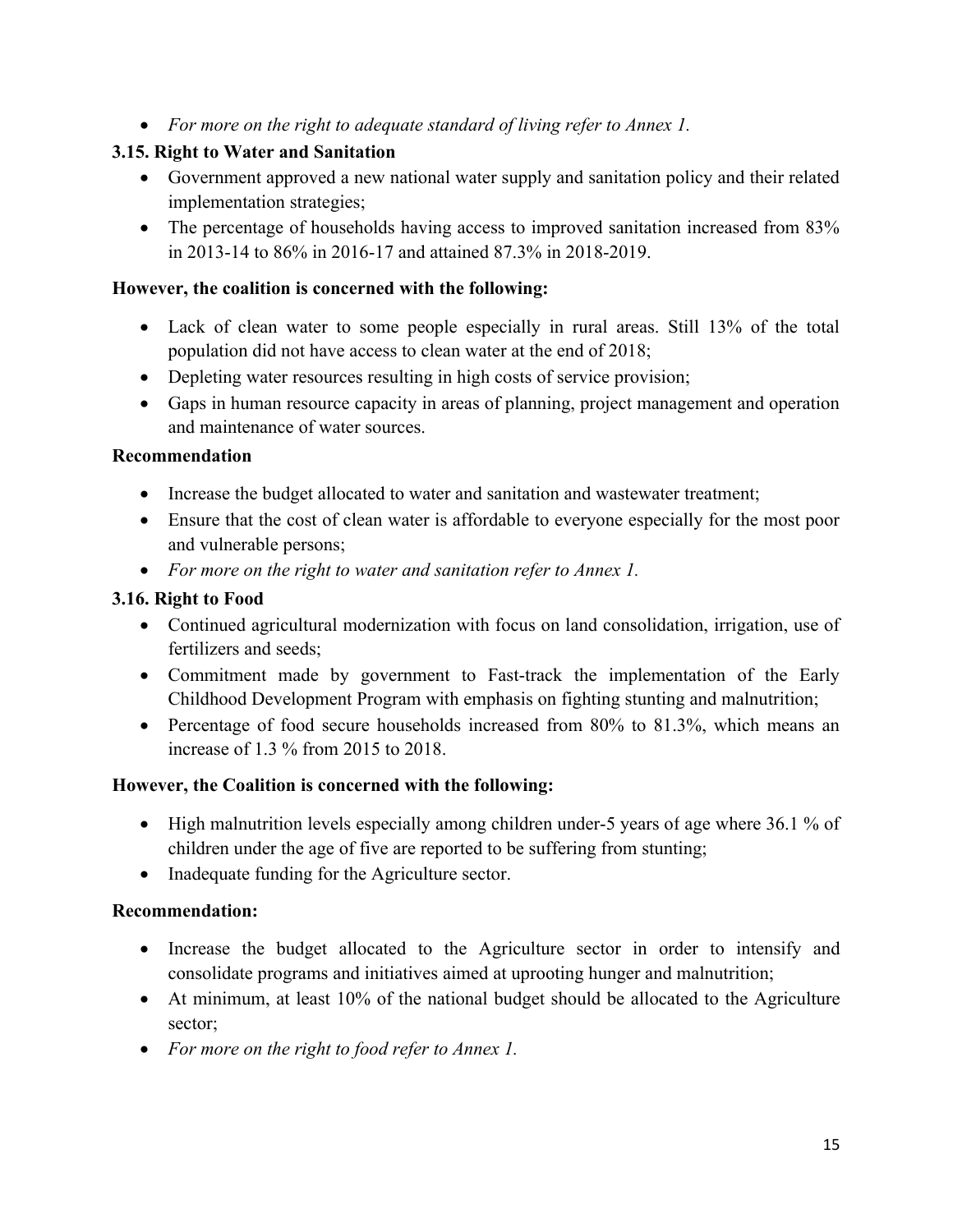- *For more on the right to adequate standard of living refer to Annex 1.*

### 3.15. Right to Water and Sanitation

- Government approved a new national water supply and sanitation policy and their related implementation strategies;
- The percentage of households having access to improved sanitation increased from 83% in 2013-14 to 86% in 2016-17 and attained 87.3% in 2018-2019.

**However, the coalition is concerned with the following:**

- Lack of clean water to some people especially in rural areas. Still 13% of the total population did not have access to clean water at the end of 2018;
- Depleting water resources resulting in high costs of service provision;
- Gaps in human resource capacity in areas of planning, project management and operation and maintenance of water sources.

**Recommendation**

- Increase the budget allocated to water and sanitation and wastewater treatment;
- Ensure that the cost of clean water is affordable to everyone especially for the most poor and vulnerable persons;
- *For more on the right to water and sanitation refer to Annex 1.*

### 3.16. Right to Food

- Continued agricultural modernization with focus on land consolidation, irrigation, use of fertilizers and seeds;
- Commitment made by government to Fast-track the implementation of the Early Childhood Development Program with emphasis on fighting stunting and malnutrition;
- Percentage of food secure households increased from 80% to 81.3%, which means an increase of 1.3 % from 2015 to 2018.

**However, the Coalition is concerned with the following:**

- High malnutrition levels especially among children under-5 years of age where 36.1 % of children under the age of five are reported to be suffering from stunting;
- Inadequate funding for the Agriculture sector.

**Recommendation:**

- Increase the budget allocated to the Agriculture sector in order to intensify and consolidate programs and initiatives aimed at uprooting hunger and malnutrition;
- At minimum, at least 10% of the national budget should be allocated to the Agriculture sector;
- *For more on the right to food refer to Annex 1.*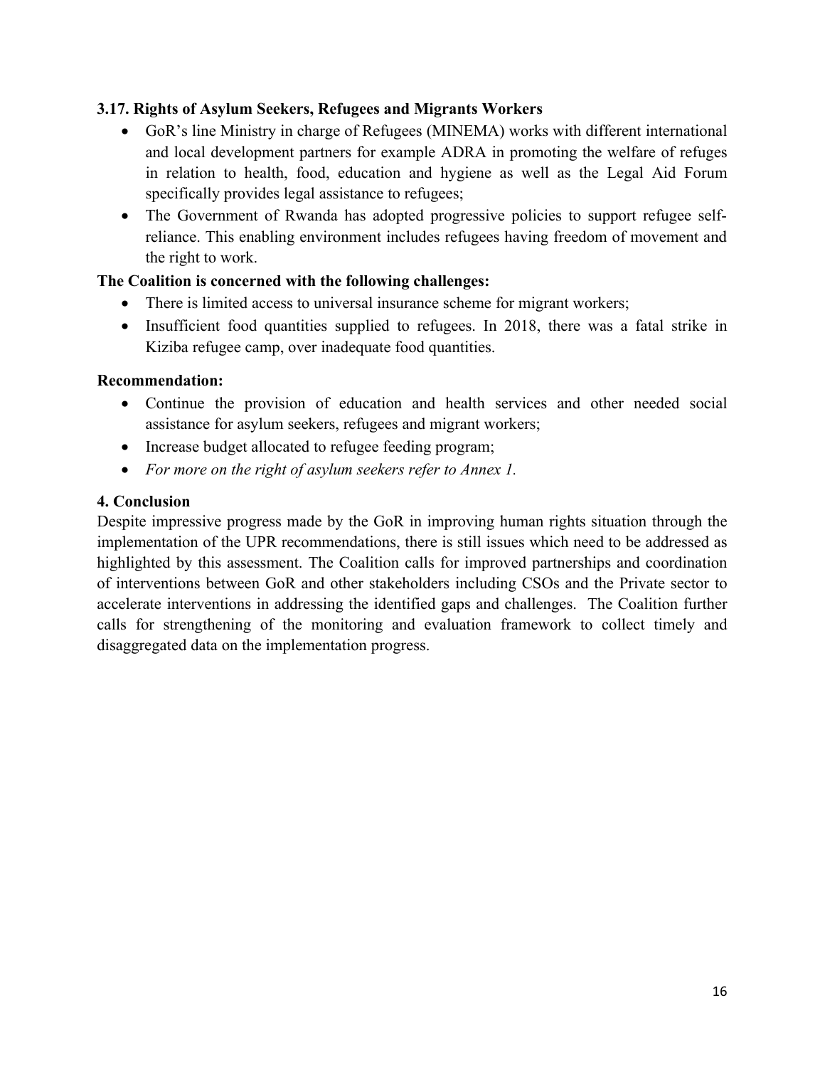### 3.17. Rights of Asylum Seekers, Refugees and Migrants Workers

- GoR's line Ministry in charge of Refugees (MINEMA) works with different international and local development partners for example ADRA in promoting the welfare of refuges in relation to health, food, education and hygiene as well as the Legal Aid Forum specifically provides legal assistance to refugees;
- The Government of Rwanda has adopted progressive policies to support refugee self-reliance. This enabling environment includes refugees having freedom of movement and the right to work.

**The Coalition is concerned with the following challenges:**

- There is limited access to universal insurance scheme for migrant workers;
- Insufficient food quantities supplied to refugees. In 2018, there was a fatal strike in Kiziba refugee camp, over inadequate food quantities.

**Recommendation:**

- Continue the provision of education and health services and other needed social assistance for asylum seekers, refugees and migrant workers;
- Increase budget allocated to refugee feeding program;
- *For more on the right of asylum seekers refer to Annex 1.*

## 4. Conclusion

Despite impressive progress made by the GoR in improving human rights situation through the implementation of the UPR recommendations, there is still issues which need to be addressed as highlighted by this assessment. The Coalition calls for improved partnerships and coordination of interventions between GoR and other stakeholders including CSOs and the Private sector to accelerate interventions in addressing the identified gaps and challenges. The Coalition further calls for strengthening of the monitoring and evaluation framework to collect timely and disaggregated data on the implementation progress.